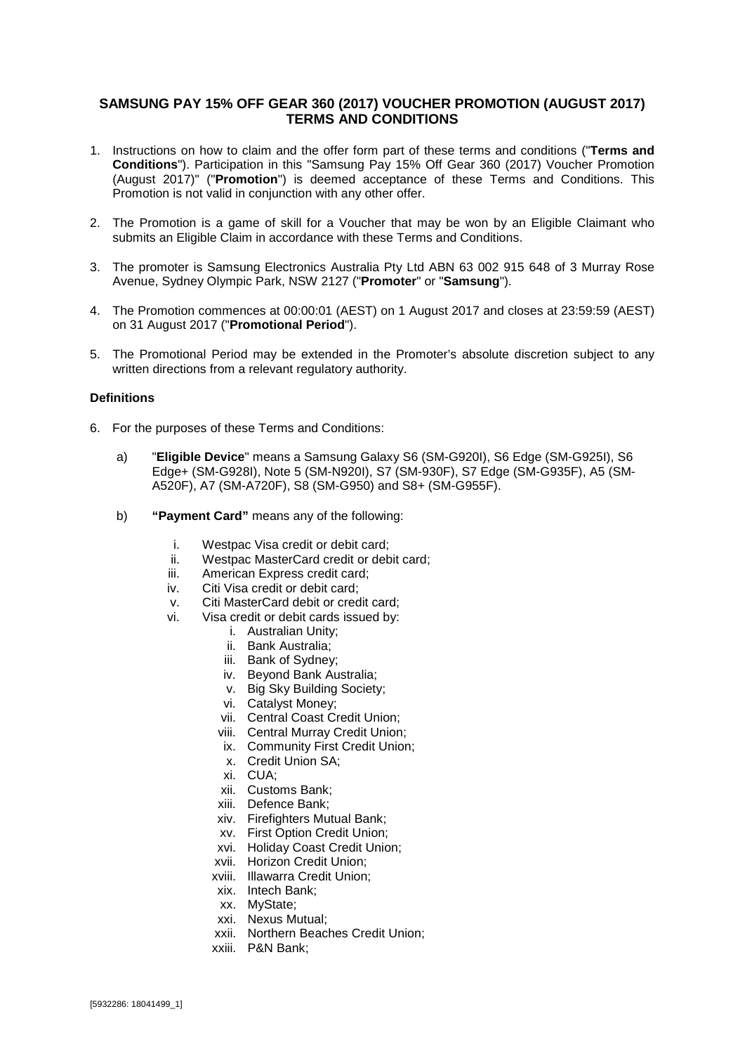# SAMSUNG PAY 15% OFF GEAR 360 (2017) VOUCHER PROMOTION (AUGUST 2017) TERMS AND CONDITIONS

1. Instructions on how to claim and the offer form part of these terms and conditions ("**Terms and Conditions**"). Participation in this "Samsung Pay 15% Off Gear 360 (2017) Voucher Promotion (August 2017)" ("**Promotion**") is deemed acceptance of these Terms and Conditions. This Promotion is not valid in conjunction with any other offer.

2. The Promotion is a game of skill for a Voucher that may be won by an Eligible Claimant who submits an Eligible Claim in accordance with these Terms and Conditions.

3. The promoter is Samsung Electronics Australia Pty Ltd ABN 63 002 915 648 of 3 Murray Rose Avenue, Sydney Olympic Park, NSW 2127 ("**Promoter**" or "**Samsung**").

4. The Promotion commences at 00:00:01 (AEST) on 1 August 2017 and closes at 23:59:59 (AEST) on 31 August 2017 ("**Promotional Period**").

5. The Promotional Period may be extended in the Promoter's absolute discretion subject to any written directions from a relevant regulatory authority.

**Definitions**

6. For the purposes of these Terms and Conditions:

   a) "**Eligible Device**" means a Samsung Galaxy S6 (SM-G920I), S6 Edge (SM-G925I), S6 Edge+ (SM-G928I), Note 5 (SM-N920I), S7 (SM-930F), S7 Edge (SM-G935F), A5 (SM-A520F), A7 (SM-A720F), S8 (SM-G950) and S8+ (SM-G955F).

   b) **"Payment Card"** means any of the following:

      i. Westpac Visa credit or debit card;
      ii. Westpac MasterCard credit or debit card;
      iii. American Express credit card;
      iv. Citi Visa credit or debit card;
      v. Citi MasterCard debit or credit card;
      vi. Visa credit or debit cards issued by:
         i. Australian Unity;
         ii. Bank Australia;
         iii. Bank of Sydney;
         iv. Beyond Bank Australia;
         v. Big Sky Building Society;
         vi. Catalyst Money;
         vii. Central Coast Credit Union;
         viii. Central Murray Credit Union;
         ix. Community First Credit Union;
         x. Credit Union SA;
         xi. CUA;
         xii. Customs Bank;
         xiii. Defence Bank;
         xiv. Firefighters Mutual Bank;
         xv. First Option Credit Union;
         xvi. Holiday Coast Credit Union;
         xvii. Horizon Credit Union;
         xviii. Illawarra Credit Union;
         xix. Intech Bank;
         xx. MyState;
         xxi. Nexus Mutual;
         xxii. Northern Beaches Credit Union;
         xxiii. P&N Bank;

[5932286: 18041499_1]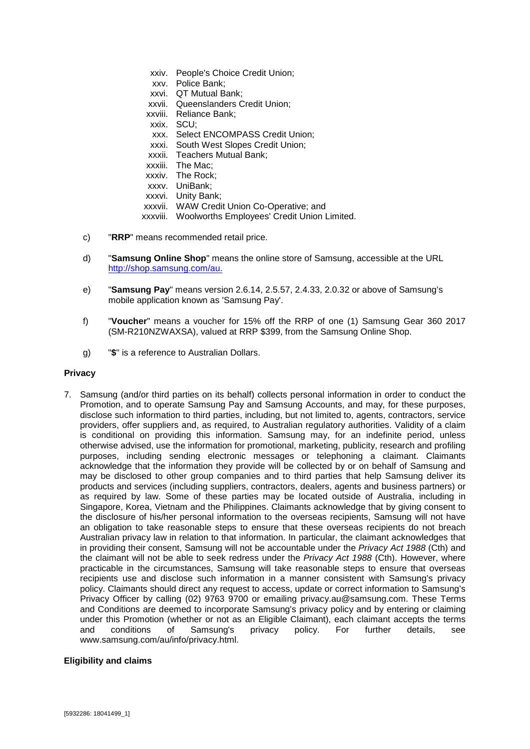xxiv. People's Choice Credit Union;
xxv. Police Bank;
xxvi. QT Mutual Bank;
xxvii. Queenslanders Credit Union;
xxviii. Reliance Bank;
xxix. SCU;
xxx. Select ENCOMPASS Credit Union;
xxxi. South West Slopes Credit Union;
xxxii. Teachers Mutual Bank;
xxxiii. The Mac;
xxxiv. The Rock;
xxxv. UniBank;
xxxvi. Unity Bank;
xxxvii. WAW Credit Union Co-Operative; and
xxxviii. Woolworths Employees' Credit Union Limited.

c) "**RRP**" means recommended retail price.

d) "**Samsung Online Shop**" means the online store of Samsung, accessible at the URL http://shop.samsung.com/au.

e) "**Samsung Pay**" means version 2.6.14, 2.5.57, 2.4.33, 2.0.32 or above of Samsung's mobile application known as 'Samsung Pay'.

f) "**Voucher**" means a voucher for 15% off the RRP of one (1) Samsung Gear 360 2017 (SM-R210NZWAXSA), valued at RRP $399, from the Samsung Online Shop.

g) "**$**" is a reference to Australian Dollars.

**Privacy**

7. Samsung (and/or third parties on its behalf) collects personal information in order to conduct the Promotion, and to operate Samsung Pay and Samsung Accounts, and may, for these purposes, disclose such information to third parties, including, but not limited to, agents, contractors, service providers, offer suppliers and, as required, to Australian regulatory authorities. Validity of a claim is conditional on providing this information. Samsung may, for an indefinite period, unless otherwise advised, use the information for promotional, marketing, publicity, research and profiling purposes, including sending electronic messages or telephoning a claimant. Claimants acknowledge that the information they provide will be collected by or on behalf of Samsung and may be disclosed to other group companies and to third parties that help Samsung deliver its products and services (including suppliers, contractors, dealers, agents and business partners) or as required by law. Some of these parties may be located outside of Australia, including in Singapore, Korea, Vietnam and the Philippines. Claimants acknowledge that by giving consent to the disclosure of his/her personal information to the overseas recipients, Samsung will not have an obligation to take reasonable steps to ensure that these overseas recipients do not breach Australian privacy law in relation to that information. In particular, the claimant acknowledges that in providing their consent, Samsung will not be accountable under the *Privacy Act 1988* (Cth) and the claimant will not be able to seek redress under the *Privacy Act 1988* (Cth). However, where practicable in the circumstances, Samsung will take reasonable steps to ensure that overseas recipients use and disclose such information in a manner consistent with Samsung's privacy policy. Claimants should direct any request to access, update or correct information to Samsung's Privacy Officer by calling (02) 9763 9700 or emailing privacy.au@samsung.com. These Terms and Conditions are deemed to incorporate Samsung's privacy policy and by entering or claiming under this Promotion (whether or not as an Eligible Claimant), each claimant accepts the terms and conditions of Samsung's privacy policy. For further details, see www.samsung.com/au/info/privacy.html.

**Eligibility and claims**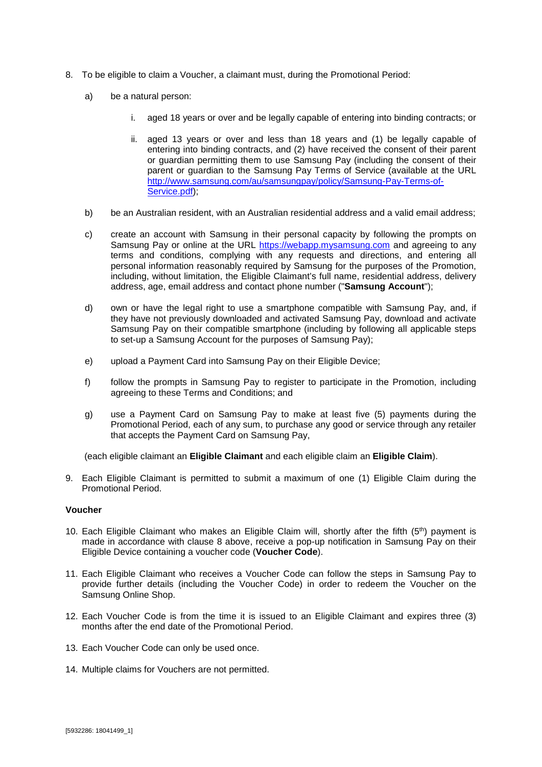8. To be eligible to claim a Voucher, a claimant must, during the Promotional Period:

   a) be a natural person:

      i. aged 18 years or over and be legally capable of entering into binding contracts; or

      ii. aged 13 years or over and less than 18 years and (1) be legally capable of entering into binding contracts, and (2) have received the consent of their parent or guardian permitting them to use Samsung Pay (including the consent of their parent or guardian to the Samsung Pay Terms of Service (available at the URL http://www.samsung.com/au/samsungpay/policy/Samsung-Pay-Terms-of-Service.pdf);

   b) be an Australian resident, with an Australian residential address and a valid email address;

   c) create an account with Samsung in their personal capacity by following the prompts on Samsung Pay or online at the URL https://webapp.mysamsung.com and agreeing to any terms and conditions, complying with any requests and directions, and entering all personal information reasonably required by Samsung for the purposes of the Promotion, including, without limitation, the Eligible Claimant's full name, residential address, delivery address, age, email address and contact phone number ("**Samsung Account**");

   d) own or have the legal right to use a smartphone compatible with Samsung Pay, and, if they have not previously downloaded and activated Samsung Pay, download and activate Samsung Pay on their compatible smartphone (including by following all applicable steps to set-up a Samsung Account for the purposes of Samsung Pay);

   e) upload a Payment Card into Samsung Pay on their Eligible Device;

   f) follow the prompts in Samsung Pay to register to participate in the Promotion, including agreeing to these Terms and Conditions; and

   g) use a Payment Card on Samsung Pay to make at least five (5) payments during the Promotional Period, each of any sum, to purchase any good or service through any retailer that accepts the Payment Card on Samsung Pay,

   (each eligible claimant an **Eligible Claimant** and each eligible claim an **Eligible Claim**).

9. Each Eligible Claimant is permitted to submit a maximum of one (1) Eligible Claim during the Promotional Period.

**Voucher**

10. Each Eligible Claimant who makes an Eligible Claim will, shortly after the fifth (5th) payment is made in accordance with clause 8 above, receive a pop-up notification in Samsung Pay on their Eligible Device containing a voucher code (**Voucher Code**).

11. Each Eligible Claimant who receives a Voucher Code can follow the steps in Samsung Pay to provide further details (including the Voucher Code) in order to redeem the Voucher on the Samsung Online Shop.

12. Each Voucher Code is from the time it is issued to an Eligible Claimant and expires three (3) months after the end date of the Promotional Period.

13. Each Voucher Code can only be used once.

14. Multiple claims for Vouchers are not permitted.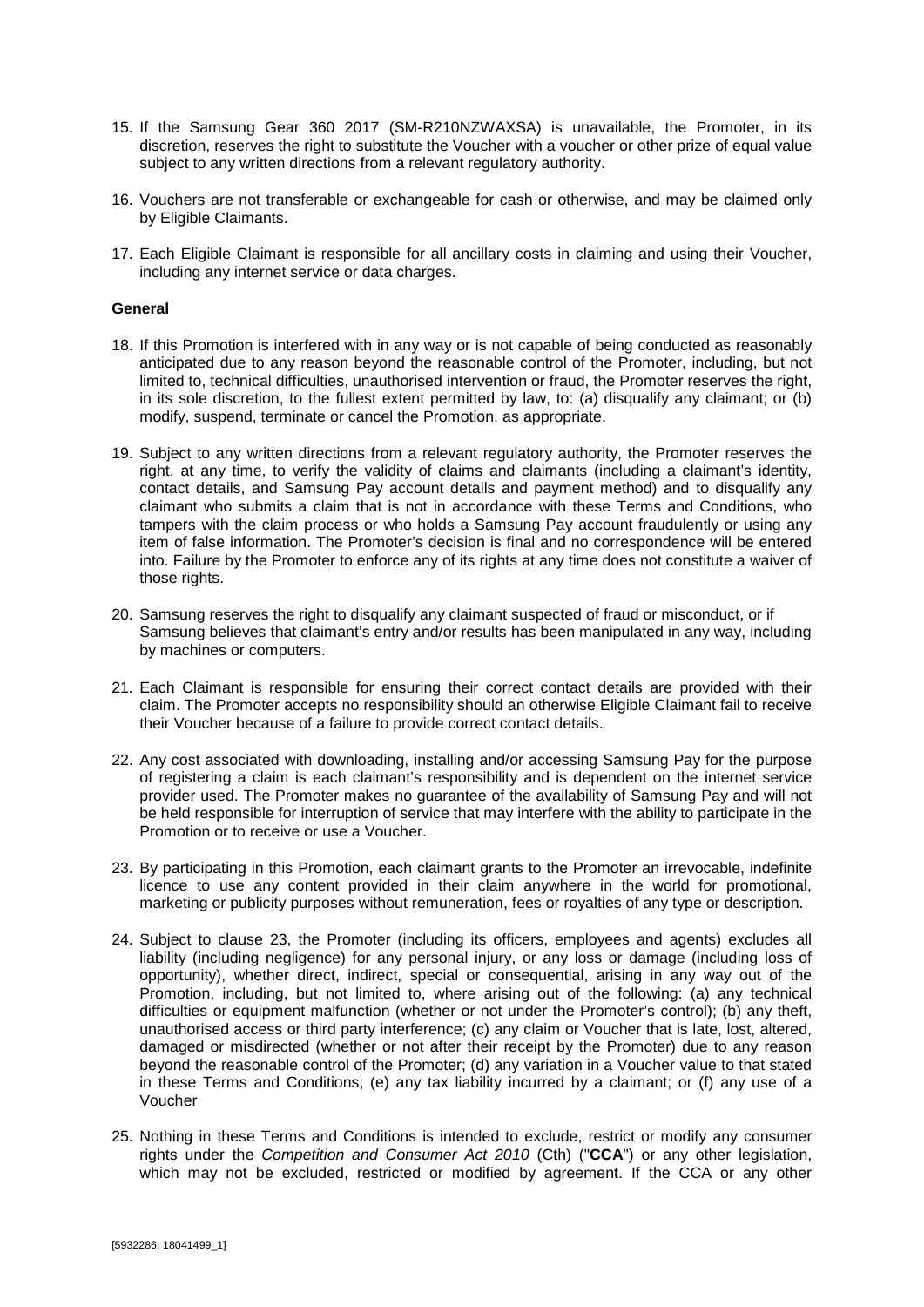15. If the Samsung Gear 360 2017 (SM-R210NZWAXSA) is unavailable, the Promoter, in its discretion, reserves the right to substitute the Voucher with a voucher or other prize of equal value subject to any written directions from a relevant regulatory authority.

16. Vouchers are not transferable or exchangeable for cash or otherwise, and may be claimed only by Eligible Claimants.

17. Each Eligible Claimant is responsible for all ancillary costs in claiming and using their Voucher, including any internet service or data charges.

**General**

18. If this Promotion is interfered with in any way or is not capable of being conducted as reasonably anticipated due to any reason beyond the reasonable control of the Promoter, including, but not limited to, technical difficulties, unauthorised intervention or fraud, the Promoter reserves the right, in its sole discretion, to the fullest extent permitted by law, to: (a) disqualify any claimant; or (b) modify, suspend, terminate or cancel the Promotion, as appropriate.

19. Subject to any written directions from a relevant regulatory authority, the Promoter reserves the right, at any time, to verify the validity of claims and claimants (including a claimant's identity, contact details, and Samsung Pay account details and payment method) and to disqualify any claimant who submits a claim that is not in accordance with these Terms and Conditions, who tampers with the claim process or who holds a Samsung Pay account fraudulently or using any item of false information. The Promoter's decision is final and no correspondence will be entered into. Failure by the Promoter to enforce any of its rights at any time does not constitute a waiver of those rights.

20. Samsung reserves the right to disqualify any claimant suspected of fraud or misconduct, or if Samsung believes that claimant's entry and/or results has been manipulated in any way, including by machines or computers.

21. Each Claimant is responsible for ensuring their correct contact details are provided with their claim. The Promoter accepts no responsibility should an otherwise Eligible Claimant fail to receive their Voucher because of a failure to provide correct contact details.

22. Any cost associated with downloading, installing and/or accessing Samsung Pay for the purpose of registering a claim is each claimant's responsibility and is dependent on the internet service provider used. The Promoter makes no guarantee of the availability of Samsung Pay and will not be held responsible for interruption of service that may interfere with the ability to participate in the Promotion or to receive or use a Voucher.

23. By participating in this Promotion, each claimant grants to the Promoter an irrevocable, indefinite licence to use any content provided in their claim anywhere in the world for promotional, marketing or publicity purposes without remuneration, fees or royalties of any type or description.

24. Subject to clause 23, the Promoter (including its officers, employees and agents) excludes all liability (including negligence) for any personal injury, or any loss or damage (including loss of opportunity), whether direct, indirect, special or consequential, arising in any way out of the Promotion, including, but not limited to, where arising out of the following: (a) any technical difficulties or equipment malfunction (whether or not under the Promoter's control); (b) any theft, unauthorised access or third party interference; (c) any claim or Voucher that is late, lost, altered, damaged or misdirected (whether or not after their receipt by the Promoter) due to any reason beyond the reasonable control of the Promoter; (d) any variation in a Voucher value to that stated in these Terms and Conditions; (e) any tax liability incurred by a claimant; or (f) any use of a Voucher

25. Nothing in these Terms and Conditions is intended to exclude, restrict or modify any consumer rights under the *Competition and Consumer Act 2010* (Cth) ("**CCA**") or any other legislation, which may not be excluded, restricted or modified by agreement. If the CCA or any other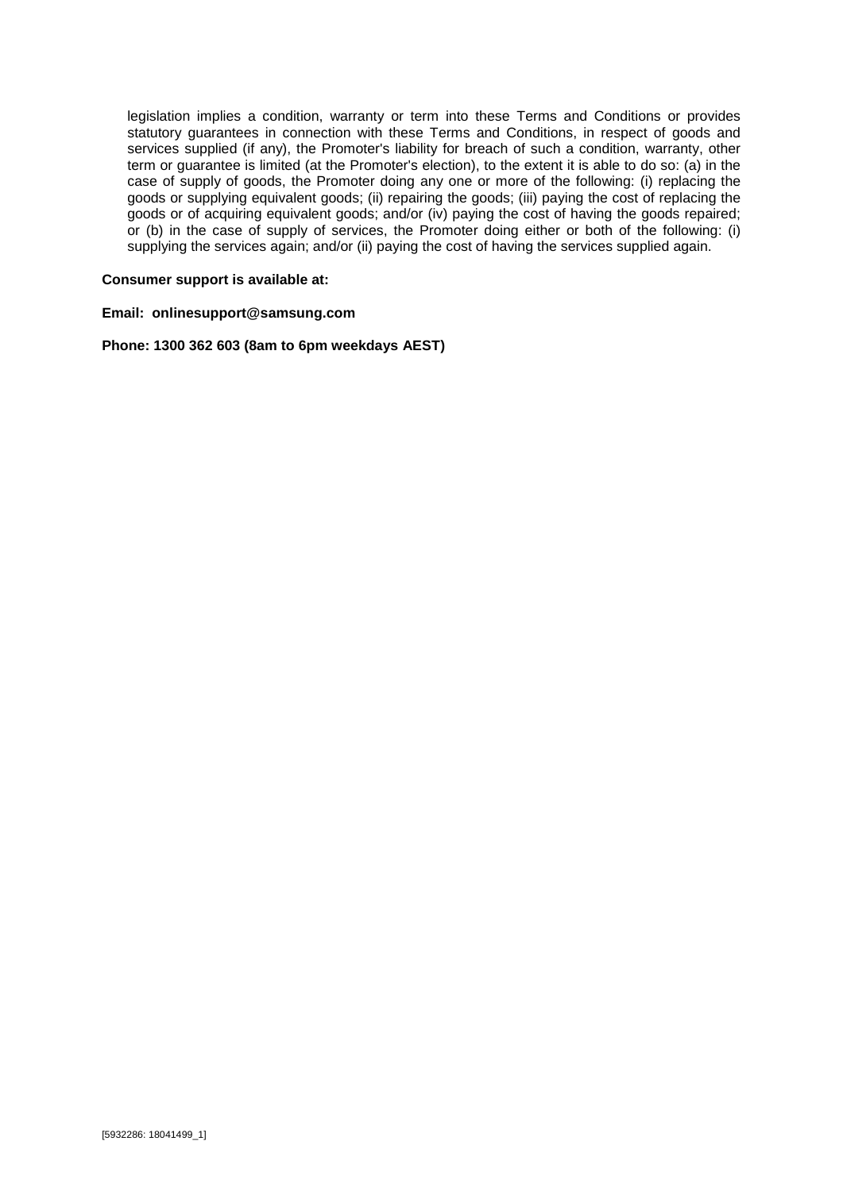legislation implies a condition, warranty or term into these Terms and Conditions or provides statutory guarantees in connection with these Terms and Conditions, in respect of goods and services supplied (if any), the Promoter's liability for breach of such a condition, warranty, other term or guarantee is limited (at the Promoter's election), to the extent it is able to do so: (a) in the case of supply of goods, the Promoter doing any one or more of the following: (i) replacing the goods or supplying equivalent goods; (ii) repairing the goods; (iii) paying the cost of replacing the goods or of acquiring equivalent goods; and/or (iv) paying the cost of having the goods repaired; or (b) in the case of supply of services, the Promoter doing either or both of the following: (i) supplying the services again; and/or (ii) paying the cost of having the services supplied again.

**Consumer support is available at:**

**Email: onlinesupport@samsung.com**

**Phone: 1300 362 603 (8am to 6pm weekdays AEST)**